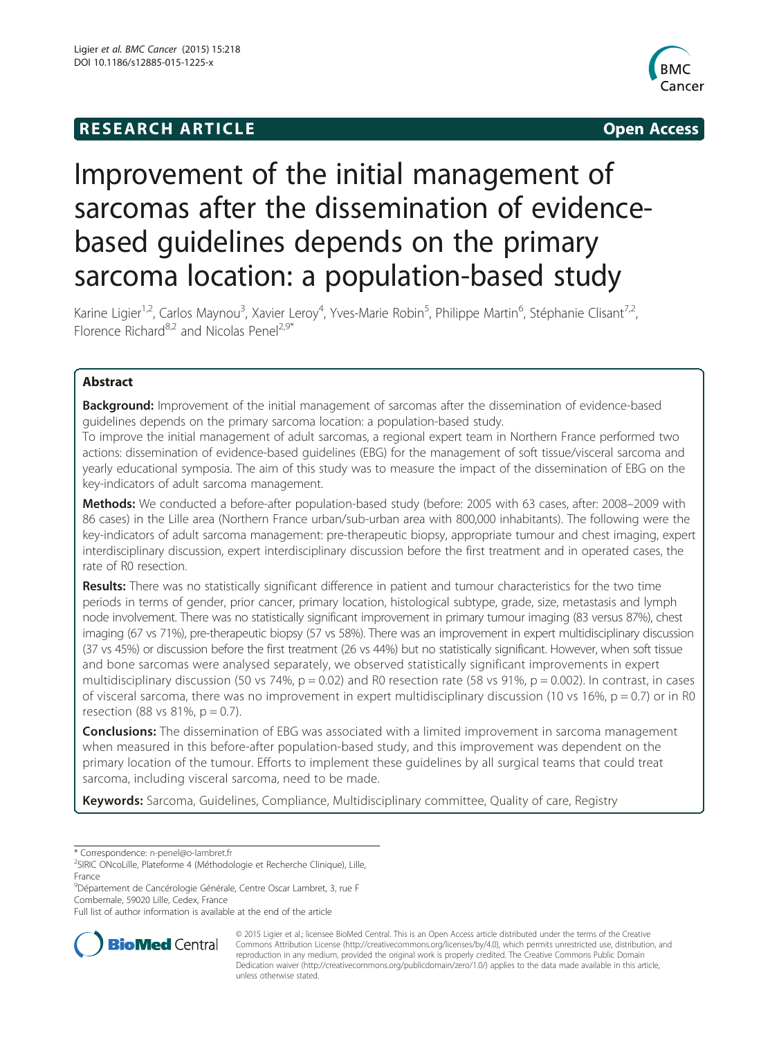RESEARCH ARTICLE **Open Access**

# Improvement of the initial management of sarcomas after the dissemination of evidence-based guidelines depends on the primary sarcoma location: a population-based study

Karine Ligier[1,2], Carlos Maynou[3], Xavier Leroy[4], Yves-Marie Robin[5], Philippe Martin[6], Stéphanie Clisant[7,2], Florence Richard[8,2] and Nicolas Penel[2,9*]

## Abstract

**Background:** Improvement of the initial management of sarcomas after the dissemination of evidence-based guidelines depends on the primary sarcoma location: a population-based study.

To improve the initial management of adult sarcomas, a regional expert team in Northern France performed two actions: dissemination of evidence-based guidelines (EBG) for the management of soft tissue/visceral sarcoma and yearly educational symposia. The aim of this study was to measure the impact of the dissemination of EBG on the key-indicators of adult sarcoma management.

**Methods:** We conducted a before-after population-based study (before: 2005 with 63 cases, after: 2008–2009 with 86 cases) in the Lille area (Northern France urban/sub-urban area with 800,000 inhabitants). The following were the key-indicators of adult sarcoma management: pre-therapeutic biopsy, appropriate tumour and chest imaging, expert interdisciplinary discussion, expert interdisciplinary discussion before the first treatment and in operated cases, the rate of R0 resection.

**Results:** There was no statistically significant difference in patient and tumour characteristics for the two time periods in terms of gender, prior cancer, primary location, histological subtype, grade, size, metastasis and lymph node involvement. There was no statistically significant improvement in primary tumour imaging (83 versus 87%), chest imaging (67 vs 71%), pre-therapeutic biopsy (57 vs 58%). There was an improvement in expert multidisciplinary discussion (37 vs 45%) or discussion before the first treatment (26 vs 44%) but no statistically significant. However, when soft tissue and bone sarcomas were analysed separately, we observed statistically significant improvements in expert multidisciplinary discussion (50 vs 74%, $p = 0.02$) and R0 resection rate (58 vs 91%, $p = 0.002$). In contrast, in cases of visceral sarcoma, there was no improvement in expert multidisciplinary discussion (10 vs 16%, $p = 0.7$) or in R0 resection (88 vs 81%, $p = 0.7$).

**Conclusions:** The dissemination of EBG was associated with a limited improvement in sarcoma management when measured in this before-after population-based study, and this improvement was dependent on the primary location of the tumour. Efforts to implement these guidelines by all surgical teams that could treat sarcoma, including visceral sarcoma, need to be made.

**Keywords:** Sarcoma, Guidelines, Compliance, Multidisciplinary committee, Quality of care, Registry

\* Correspondence: n-penel@o-lambret.fr
[2]SIRIC ONcoLille, Plateforme 4 (Méthodologie et Recherche Clinique), Lille, France
[9]Département de Cancérologie Générale, Centre Oscar Lambret, 3, rue F Combemale, 59020 Lille, Cedex, France
Full list of author information is available at the end of the article

© 2015 Ligier et al.; licensee BioMed Central. This is an Open Access article distributed under the terms of the Creative Commons Attribution License (http://creativecommons.org/licenses/by/4.0), which permits unrestricted use, distribution, and reproduction in any medium, provided the original work is properly credited. The Creative Commons Public Domain Dedication waiver (http://creativecommons.org/publicdomain/zero/1.0/) applies to the data made available in this article, unless otherwise stated.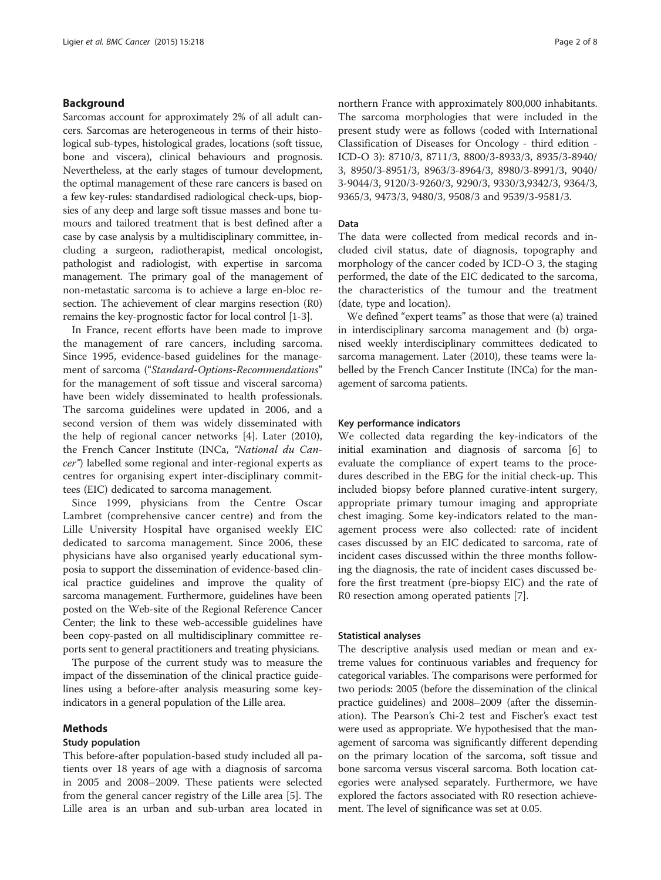## Background

Sarcomas account for approximately 2% of all adult cancers. Sarcomas are heterogeneous in terms of their histological sub-types, histological grades, locations (soft tissue, bone and viscera), clinical behaviours and prognosis. Nevertheless, at the early stages of tumour development, the optimal management of these rare cancers is based on a few key-rules: standardised radiological check-ups, biopsies of any deep and large soft tissue masses and bone tumours and tailored treatment that is best defined after a case by case analysis by a multidisciplinary committee, including a surgeon, radiotherapist, medical oncologist, pathologist and radiologist, with expertise in sarcoma management. The primary goal of the management of non-metastatic sarcoma is to achieve a large en-bloc resection. The achievement of clear margins resection (R0) remains the key-prognostic factor for local control [1-3].

In France, recent efforts have been made to improve the management of rare cancers, including sarcoma. Since 1995, evidence-based guidelines for the management of sarcoma ("*Standard-Options-Recommendations*" for the management of soft tissue and visceral sarcoma) have been widely disseminated to health professionals. The sarcoma guidelines were updated in 2006, and a second version of them was widely disseminated with the help of regional cancer networks [4]. Later (2010), the French Cancer Institute (INCa, *"National du Cancer"*) labelled some regional and inter-regional experts as centres for organising expert inter-disciplinary committees (EIC) dedicated to sarcoma management.

Since 1999, physicians from the Centre Oscar Lambret (comprehensive cancer centre) and from the Lille University Hospital have organised weekly EIC dedicated to sarcoma management. Since 2006, these physicians have also organised yearly educational symposia to support the dissemination of evidence-based clinical practice guidelines and improve the quality of sarcoma management. Furthermore, guidelines have been posted on the Web-site of the Regional Reference Cancer Center; the link to these web-accessible guidelines have been copy-pasted on all multidisciplinary committee reports sent to general practitioners and treating physicians.

The purpose of the current study was to measure the impact of the dissemination of the clinical practice guidelines using a before-after analysis measuring some key-indicators in a general population of the Lille area.

## Methods

### Study population

This before-after population-based study included all patients over 18 years of age with a diagnosis of sarcoma in 2005 and 2008–2009. These patients were selected from the general cancer registry of the Lille area [5]. The Lille area is an urban and sub-urban area located in northern France with approximately 800,000 inhabitants. The sarcoma morphologies that were included in the present study were as follows (coded with International Classification of Diseases for Oncology - third edition - ICD-O 3): 8710/3, 8711/3, 8800/3-8933/3, 8935/3-8940/3, 8950/3-8951/3, 8963/3-8964/3, 8980/3-8991/3, 9040/3-9044/3, 9120/3-9260/3, 9290/3, 9330/3,9342/3, 9364/3, 9365/3, 9473/3, 9480/3, 9508/3 and 9539/3-9581/3.

### Data

The data were collected from medical records and included civil status, date of diagnosis, topography and morphology of the cancer coded by ICD-O 3, the staging performed, the date of the EIC dedicated to the sarcoma, the characteristics of the tumour and the treatment (date, type and location).

We defined "expert teams" as those that were (a) trained in interdisciplinary sarcoma management and (b) organised weekly interdisciplinary committees dedicated to sarcoma management. Later (2010), these teams were labelled by the French Cancer Institute (INCa) for the management of sarcoma patients.

### Key performance indicators

We collected data regarding the key-indicators of the initial examination and diagnosis of sarcoma [6] to evaluate the compliance of expert teams to the procedures described in the EBG for the initial check-up. This included biopsy before planned curative-intent surgery, appropriate primary tumour imaging and appropriate chest imaging. Some key-indicators related to the management process were also collected: rate of incident cases discussed by an EIC dedicated to sarcoma, rate of incident cases discussed within the three months following the diagnosis, the rate of incident cases discussed before the first treatment (pre-biopsy EIC) and the rate of R0 resection among operated patients [7].

### Statistical analyses

The descriptive analysis used median or mean and extreme values for continuous variables and frequency for categorical variables. The comparisons were performed for two periods: 2005 (before the dissemination of the clinical practice guidelines) and 2008–2009 (after the dissemination). The Pearson's Chi-2 test and Fischer's exact test were used as appropriate. We hypothesised that the management of sarcoma was significantly different depending on the primary location of the sarcoma, soft tissue and bone sarcoma versus visceral sarcoma. Both location categories were analysed separately. Furthermore, we have explored the factors associated with R0 resection achievement. The level of significance was set at 0.05.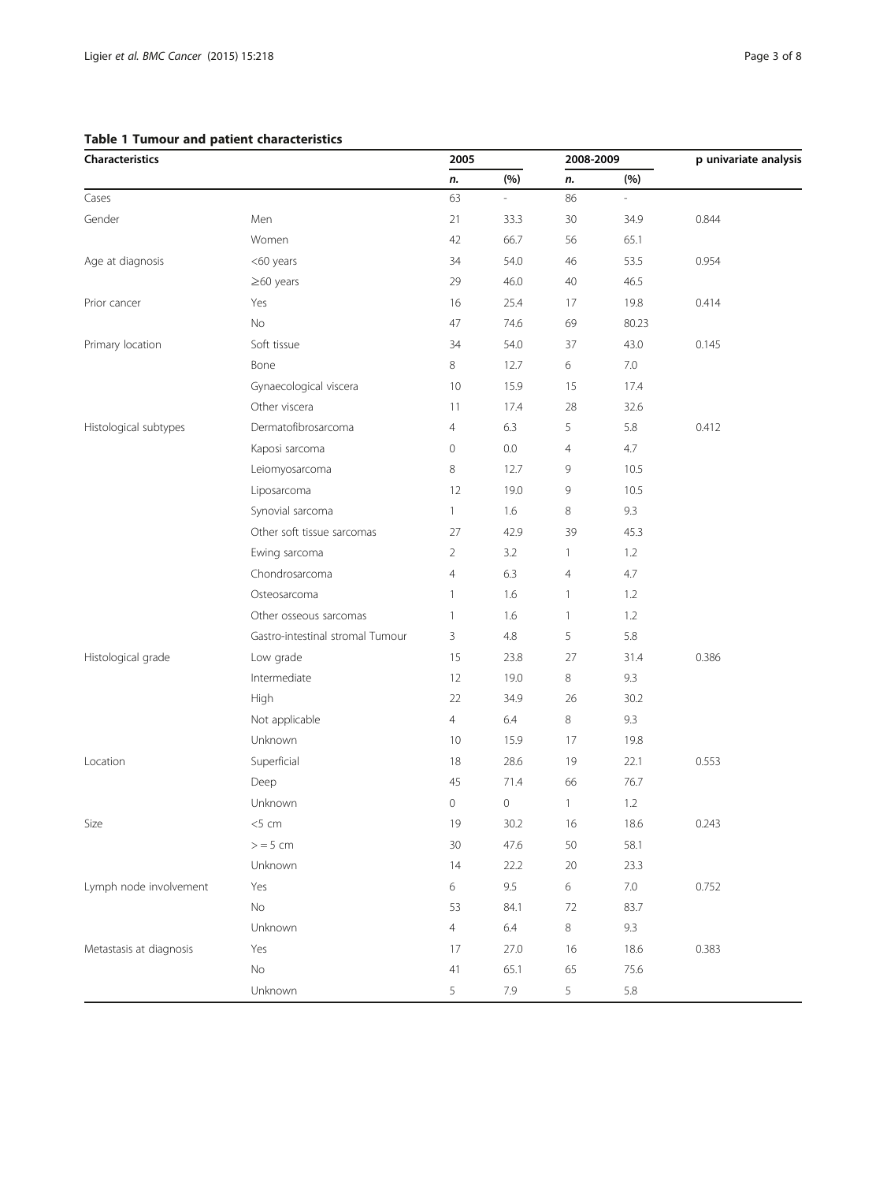**Table 1 Tumour and patient characteristics**

| Characteristics | | 2005 | | 2008-2009 | | p univariate analysis |
|---|---|---|---|---|---|---|
| | | *n.* | (%) | *n.* | (%) | |
| Cases | | 63 | - | 86 | - | |
| Gender | Men | 21 | 33.3 | 30 | 34.9 | 0.844 |
| | Women | 42 | 66.7 | 56 | 65.1 | |
| Age at diagnosis | <60 years | 34 | 54.0 | 46 | 53.5 | 0.954 |
| | ≥60 years | 29 | 46.0 | 40 | 46.5 | |
| Prior cancer | Yes | 16 | 25.4 | 17 | 19.8 | 0.414 |
| | No | 47 | 74.6 | 69 | 80.23 | |
| Primary location | Soft tissue | 34 | 54.0 | 37 | 43.0 | 0.145 |
| | Bone | 8 | 12.7 | 6 | 7.0 | |
| | Gynaecological viscera | 10 | 15.9 | 15 | 17.4 | |
| | Other viscera | 11 | 17.4 | 28 | 32.6 | |
| Histological subtypes | Dermatofibrosarcoma | 4 | 6.3 | 5 | 5.8 | 0.412 |
| | Kaposi sarcoma | 0 | 0.0 | 4 | 4.7 | |
| | Leiomyosarcoma | 8 | 12.7 | 9 | 10.5 | |
| | Liposarcoma | 12 | 19.0 | 9 | 10.5 | |
| | Synovial sarcoma | 1 | 1.6 | 8 | 9.3 | |
| | Other soft tissue sarcomas | 27 | 42.9 | 39 | 45.3 | |
| | Ewing sarcoma | 2 | 3.2 | 1 | 1.2 | |
| | Chondrosarcoma | 4 | 6.3 | 4 | 4.7 | |
| | Osteosarcoma | 1 | 1.6 | 1 | 1.2 | |
| | Other osseous sarcomas | 1 | 1.6 | 1 | 1.2 | |
| | Gastro-intestinal stromal Tumour | 3 | 4.8 | 5 | 5.8 | |
| Histological grade | Low grade | 15 | 23.8 | 27 | 31.4 | 0.386 |
| | Intermediate | 12 | 19.0 | 8 | 9.3 | |
| | High | 22 | 34.9 | 26 | 30.2 | |
| | Not applicable | 4 | 6.4 | 8 | 9.3 | |
| | Unknown | 10 | 15.9 | 17 | 19.8 | |
| Location | Superficial | 18 | 28.6 | 19 | 22.1 | 0.553 |
| | Deep | 45 | 71.4 | 66 | 76.7 | |
| | Unknown | 0 | 0 | 1 | 1.2 | |
| Size | <5 cm | 19 | 30.2 | 16 | 18.6 | 0.243 |
| | > = 5 cm | 30 | 47.6 | 50 | 58.1 | |
| | Unknown | 14 | 22.2 | 20 | 23.3 | |
| Lymph node involvement | Yes | 6 | 9.5 | 6 | 7.0 | 0.752 |
| | No | 53 | 84.1 | 72 | 83.7 | |
| | Unknown | 4 | 6.4 | 8 | 9.3 | |
| Metastasis at diagnosis | Yes | 17 | 27.0 | 16 | 18.6 | 0.383 |
| | No | 41 | 65.1 | 65 | 75.6 | |
| | Unknown | 5 | 7.9 | 5 | 5.8 | |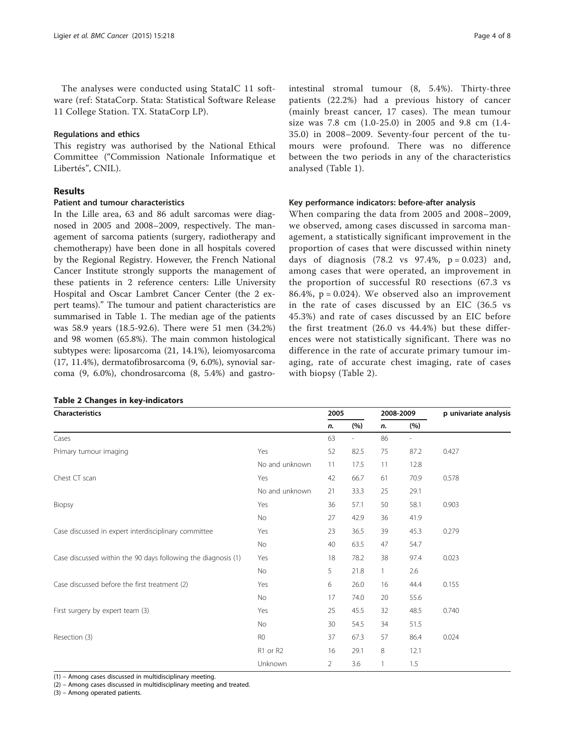The analyses were conducted using StataIC 11 software (ref: StataCorp. Stata: Statistical Software Release 11 College Station. TX. StataCorp LP).

### Regulations and ethics

This registry was authorised by the National Ethical Committee ("Commission Nationale Informatique et Libertés", CNIL).

## Results

### Patient and tumour characteristics

In the Lille area, 63 and 86 adult sarcomas were diagnosed in 2005 and 2008–2009, respectively. The management of sarcoma patients (surgery, radiotherapy and chemotherapy) have been done in all hospitals covered by the Regional Registry. However, the French National Cancer Institute strongly supports the management of these patients in 2 reference centers: Lille University Hospital and Oscar Lambret Cancer Center (the 2 expert teams)." The tumour and patient characteristics are summarised in Table 1. The median age of the patients was 58.9 years (18.5-92.6). There were 51 men (34.2%) and 98 women (65.8%). The main common histological subtypes were: liposarcoma (21, 14.1%), leiomyosarcoma (17, 11.4%), dermatofibrosarcoma (9, 6.0%), synovial sarcoma (9, 6.0%), chondrosarcoma (8, 5.4%) and gastrointestinal stromal tumour (8, 5.4%). Thirty-three patients (22.2%) had a previous history of cancer (mainly breast cancer, 17 cases). The mean tumour size was 7.8 cm (1.0-25.0) in 2005 and 9.8 cm (1.4-35.0) in 2008–2009. Seventy-four percent of the tumours were profound. There was no difference between the two periods in any of the characteristics analysed (Table 1).

### Key performance indicators: before-after analysis

When comparing the data from 2005 and 2008–2009, we observed, among cases discussed in sarcoma management, a statistically significant improvement in the proportion of cases that were discussed within ninety days of diagnosis (78.2 vs 97.4%, p = 0.023) and, among cases that were operated, an improvement in the proportion of successful R0 resections (67.3 vs 86.4%, p = 0.024). We observed also an improvement in the rate of cases discussed by an EIC (36.5 vs 45.3%) and rate of cases discussed by an EIC before the first treatment (26.0 vs 44.4%) but these differences were not statistically significant. There was no difference in the rate of accurate primary tumour imaging, rate of accurate chest imaging, rate of cases with biopsy (Table 2).

**Table 2 Changes in key-indicators**

| Characteristics | | 2005 | | 2008-2009 | | p univariate analysis |
|---|---|---|---|---|---|---|
| | | n. | (%) | n. | (%) | |
| Cases | | 63 | - | 86 | - | |
| Primary tumour imaging | Yes | 52 | 82.5 | 75 | 87.2 | 0.427 |
| | No and unknown | 11 | 17.5 | 11 | 12.8 | |
| Chest CT scan | Yes | 42 | 66.7 | 61 | 70.9 | 0.578 |
| | No and unknown | 21 | 33.3 | 25 | 29.1 | |
| Biopsy | Yes | 36 | 57.1 | 50 | 58.1 | 0.903 |
| | No | 27 | 42.9 | 36 | 41.9 | |
| Case discussed in expert interdisciplinary committee | Yes | 23 | 36.5 | 39 | 45.3 | 0.279 |
| | No | 40 | 63.5 | 47 | 54.7 | |
| Case discussed within the 90 days following the diagnosis (1) | Yes | 18 | 78.2 | 38 | 97.4 | 0.023 |
| | No | 5 | 21.8 | 1 | 2.6 | |
| Case discussed before the first treatment (2) | Yes | 6 | 26.0 | 16 | 44.4 | 0.155 |
| | No | 17 | 74.0 | 20 | 55.6 | |
| First surgery by expert team (3) | Yes | 25 | 45.5 | 32 | 48.5 | 0.740 |
| | No | 30 | 54.5 | 34 | 51.5 | |
| Resection (3) | R0 | 37 | 67.3 | 57 | 86.4 | 0.024 |
| | R1 or R2 | 16 | 29.1 | 8 | 12.1 | |
| | Unknown | 2 | 3.6 | 1 | 1.5 | |

(1) – Among cases discussed in multidisciplinary meeting.
(2) – Among cases discussed in multidisciplinary meeting and treated.
(3) – Among operated patients.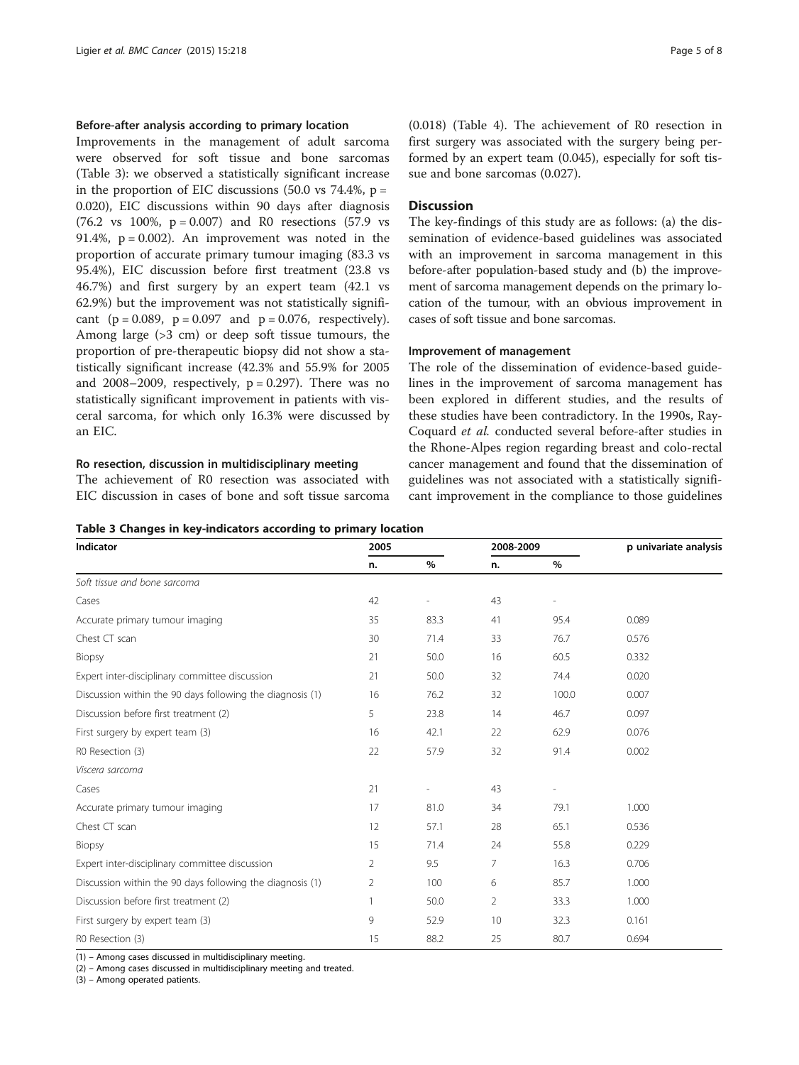### Before-after analysis according to primary location

Improvements in the management of adult sarcoma were observed for soft tissue and bone sarcomas (Table 3): we observed a statistically significant increase in the proportion of EIC discussions (50.0 vs 74.4%, p = 0.020), EIC discussions within 90 days after diagnosis (76.2 vs 100%, p = 0.007) and R0 resections (57.9 vs 91.4%, p = 0.002). An improvement was noted in the proportion of accurate primary tumour imaging (83.3 vs 95.4%), EIC discussion before first treatment (23.8 vs 46.7%) and first surgery by an expert team (42.1 vs 62.9%) but the improvement was not statistically significant (p = 0.089, p = 0.097 and p = 0.076, respectively). Among large (>3 cm) or deep soft tissue tumours, the proportion of pre-therapeutic biopsy did not show a statistically significant increase (42.3% and 55.9% for 2005 and 2008–2009, respectively, p = 0.297). There was no statistically significant improvement in patients with visceral sarcoma, for which only 16.3% were discussed by an EIC.

### Ro resection, discussion in multidisciplinary meeting

The achievement of R0 resection was associated with EIC discussion in cases of bone and soft tissue sarcoma (0.018) (Table 4). The achievement of R0 resection in first surgery was associated with the surgery being performed by an expert team (0.045), especially for soft tissue and bone sarcomas (0.027).

## Discussion

The key-findings of this study are as follows: (a) the dissemination of evidence-based guidelines was associated with an improvement in sarcoma management in this before-after population-based study and (b) the improvement of sarcoma management depends on the primary location of the tumour, with an obvious improvement in cases of soft tissue and bone sarcomas.

### Improvement of management

The role of the dissemination of evidence-based guidelines in the improvement of sarcoma management has been explored in different studies, and the results of these studies have been contradictory. In the 1990s, Ray-Coquard *et al.* conducted several before-after studies in the Rhone-Alpes region regarding breast and colo-rectal cancer management and found that the dissemination of guidelines was not associated with a statistically significant improvement in the compliance to those guidelines

**Table 3 Changes in key-indicators according to primary location**

| Indicator | 2005 | | 2008-2009 | | p univariate analysis |
|---|---|---|---|---|---|
| | n. | % | n. | % | |
| *Soft tissue and bone sarcoma* | | | | | |
| Cases | 42 | - | 43 | - | |
| Accurate primary tumour imaging | 35 | 83.3 | 41 | 95.4 | 0.089 |
| Chest CT scan | 30 | 71.4 | 33 | 76.7 | 0.576 |
| Biopsy | 21 | 50.0 | 16 | 60.5 | 0.332 |
| Expert inter-disciplinary committee discussion | 21 | 50.0 | 32 | 74.4 | 0.020 |
| Discussion within the 90 days following the diagnosis (1) | 16 | 76.2 | 32 | 100.0 | 0.007 |
| Discussion before first treatment (2) | 5 | 23.8 | 14 | 46.7 | 0.097 |
| First surgery by expert team (3) | 16 | 42.1 | 22 | 62.9 | 0.076 |
| R0 Resection (3) | 22 | 57.9 | 32 | 91.4 | 0.002 |
| *Viscera sarcoma* | | | | | |
| Cases | 21 | - | 43 | - | |
| Accurate primary tumour imaging | 17 | 81.0 | 34 | 79.1 | 1.000 |
| Chest CT scan | 12 | 57.1 | 28 | 65.1 | 0.536 |
| Biopsy | 15 | 71.4 | 24 | 55.8 | 0.229 |
| Expert inter-disciplinary committee discussion | 2 | 9.5 | 7 | 16.3 | 0.706 |
| Discussion within the 90 days following the diagnosis (1) | 2 | 100 | 6 | 85.7 | 1.000 |
| Discussion before first treatment (2) | 1 | 50.0 | 2 | 33.3 | 1.000 |
| First surgery by expert team (3) | 9 | 52.9 | 10 | 32.3 | 0.161 |
| R0 Resection (3) | 15 | 88.2 | 25 | 80.7 | 0.694 |

(1) – Among cases discussed in multidisciplinary meeting.
(2) – Among cases discussed in multidisciplinary meeting and treated.
(3) – Among operated patients.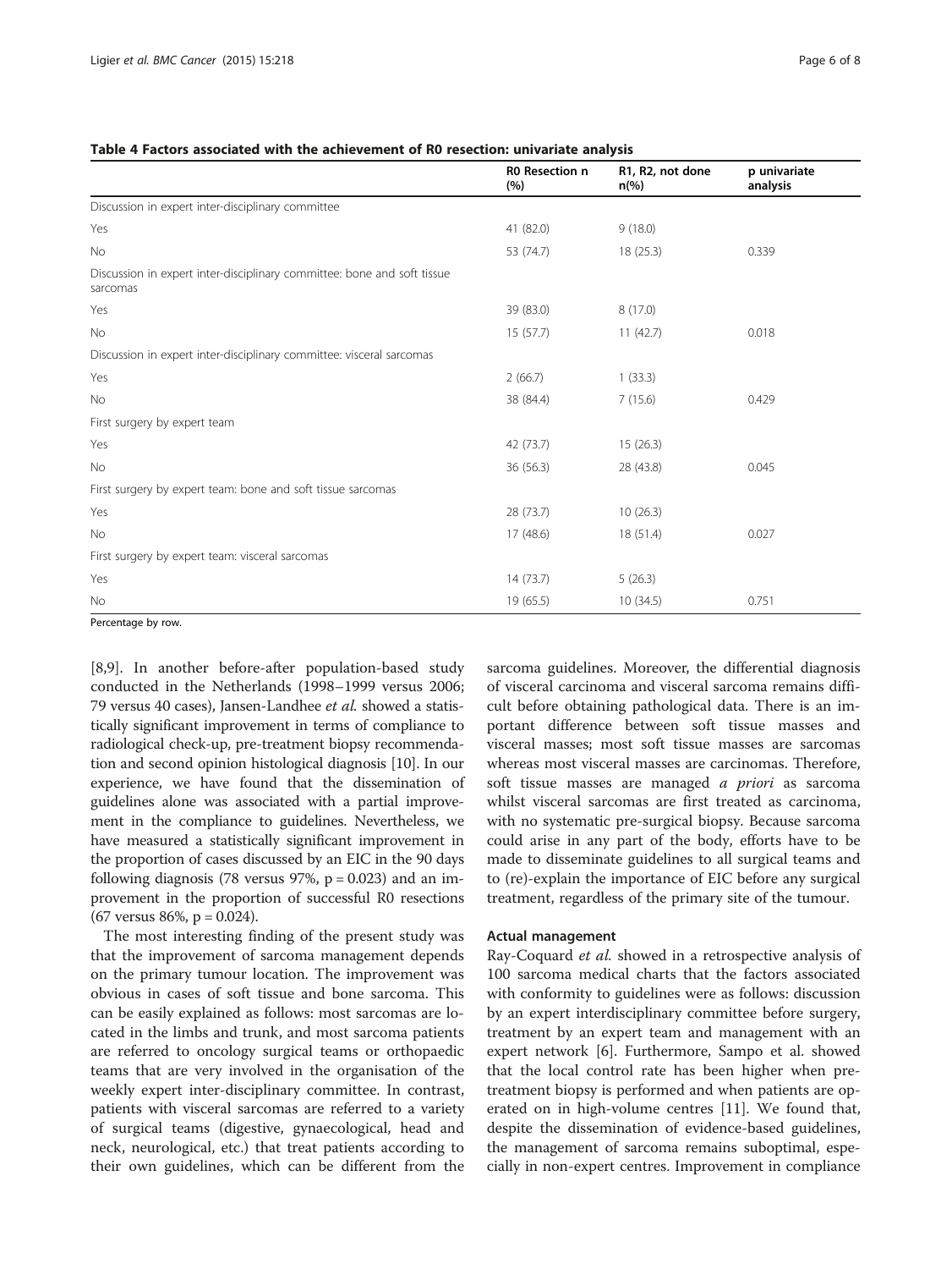**Table 4 Factors associated with the achievement of R0 resection: univariate analysis**

| | R0 Resection n (%) | R1, R2, not done n(%) | p univariate analysis |
|---|---|---|---|
| Discussion in expert inter-disciplinary committee | | | |
| Yes | 41 (82.0) | 9 (18.0) | |
| No | 53 (74.7) | 18 (25.3) | 0.339 |
| Discussion in expert inter-disciplinary committee: bone and soft tissue sarcomas | | | |
| Yes | 39 (83.0) | 8 (17.0) | |
| No | 15 (57.7) | 11 (42.7) | 0.018 |
| Discussion in expert inter-disciplinary committee: visceral sarcomas | | | |
| Yes | 2 (66.7) | 1 (33.3) | |
| No | 38 (84.4) | 7 (15.6) | 0.429 |
| First surgery by expert team | | | |
| Yes | 42 (73.7) | 15 (26.3) | |
| No | 36 (56.3) | 28 (43.8) | 0.045 |
| First surgery by expert team: bone and soft tissue sarcomas | | | |
| Yes | 28 (73.7) | 10 (26.3) | |
| No | 17 (48.6) | 18 (51.4) | 0.027 |
| First surgery by expert team: visceral sarcomas | | | |
| Yes | 14 (73.7) | 5 (26.3) | |
| No | 19 (65.5) | 10 (34.5) | 0.751 |

Percentage by row.

[8,9]. In another before-after population-based study conducted in the Netherlands (1998–1999 versus 2006; 79 versus 40 cases), Jansen-Landhee *et al.* showed a statistically significant improvement in terms of compliance to radiological check-up, pre-treatment biopsy recommendation and second opinion histological diagnosis [10]. In our experience, we have found that the dissemination of guidelines alone was associated with a partial improvement in the compliance to guidelines. Nevertheless, we have measured a statistically significant improvement in the proportion of cases discussed by an EIC in the 90 days following diagnosis (78 versus 97%, $p = 0.023$) and an improvement in the proportion of successful R0 resections (67 versus 86%, $p = 0.024$).

The most interesting finding of the present study was that the improvement of sarcoma management depends on the primary tumour location. The improvement was obvious in cases of soft tissue and bone sarcoma. This can be easily explained as follows: most sarcomas are located in the limbs and trunk, and most sarcoma patients are referred to oncology surgical teams or orthopaedic teams that are very involved in the organisation of the weekly expert inter-disciplinary committee. In contrast, patients with visceral sarcomas are referred to a variety of surgical teams (digestive, gynaecological, head and neck, neurological, etc.) that treat patients according to their own guidelines, which can be different from the sarcoma guidelines. Moreover, the differential diagnosis of visceral carcinoma and visceral sarcoma remains difficult before obtaining pathological data. There is an important difference between soft tissue masses and visceral masses; most soft tissue masses are sarcomas whereas most visceral masses are carcinomas. Therefore, soft tissue masses are managed *a priori* as sarcoma whilst visceral sarcomas are first treated as carcinoma, with no systematic pre-surgical biopsy. Because sarcoma could arise in any part of the body, efforts have to be made to disseminate guidelines to all surgical teams and to (re)-explain the importance of EIC before any surgical treatment, regardless of the primary site of the tumour.

#### Actual management

Ray-Coquard *et al.* showed in a retrospective analysis of 100 sarcoma medical charts that the factors associated with conformity to guidelines were as follows: discussion by an expert interdisciplinary committee before surgery, treatment by an expert team and management with an expert network [6]. Furthermore, Sampo et al. showed that the local control rate has been higher when pre-treatment biopsy is performed and when patients are operated on in high-volume centres [11]. We found that, despite the dissemination of evidence-based guidelines, the management of sarcoma remains suboptimal, especially in non-expert centres. Improvement in compliance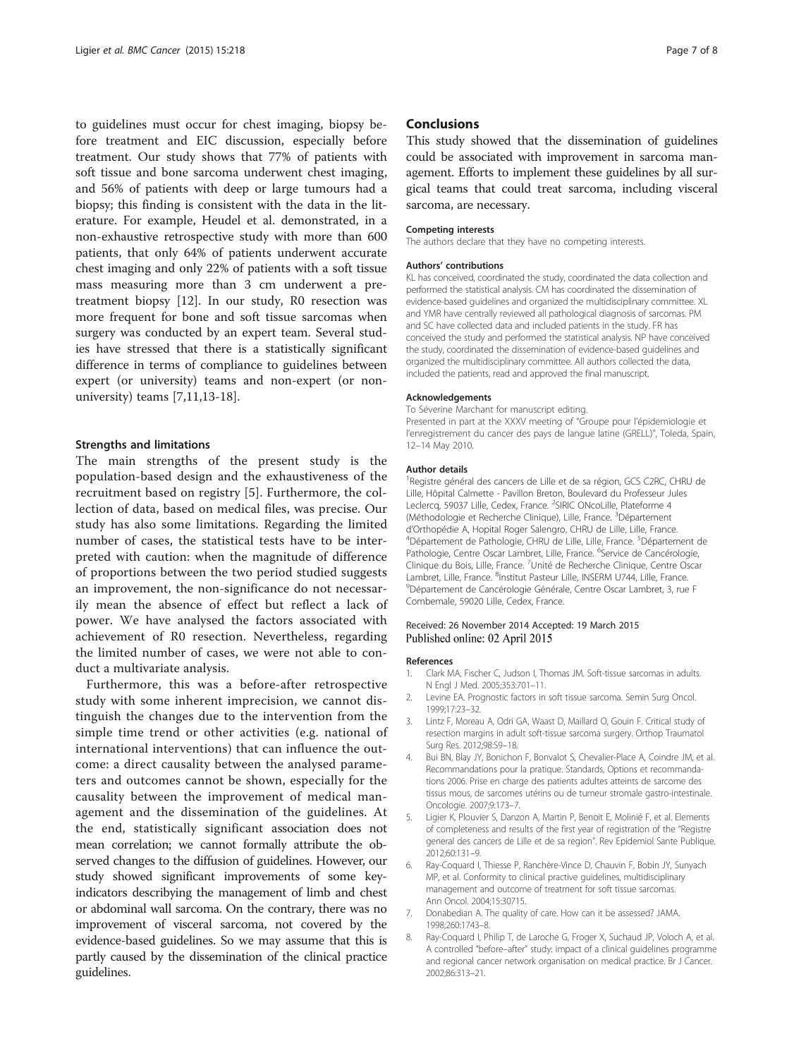to guidelines must occur for chest imaging, biopsy before treatment and EIC discussion, especially before treatment. Our study shows that 77% of patients with soft tissue and bone sarcoma underwent chest imaging, and 56% of patients with deep or large tumours had a biopsy; this finding is consistent with the data in the literature. For example, Heudel et al. demonstrated, in a non-exhaustive retrospective study with more than 600 patients, that only 64% of patients underwent accurate chest imaging and only 22% of patients with a soft tissue mass measuring more than 3 cm underwent a pretreatment biopsy [12]. In our study, R0 resection was more frequent for bone and soft tissue sarcomas when surgery was conducted by an expert team. Several studies have stressed that there is a statistically significant difference in terms of compliance to guidelines between expert (or university) teams and non-expert (or non-university) teams [7,11,13-18].

### Strengths and limitations

The main strengths of the present study is the population-based design and the exhaustiveness of the recruitment based on registry [5]. Furthermore, the collection of data, based on medical files, was precise. Our study has also some limitations. Regarding the limited number of cases, the statistical tests have to be interpreted with caution: when the magnitude of difference of proportions between the two period studied suggests an improvement, the non-significance do not necessarily mean the absence of effect but reflect a lack of power. We have analysed the factors associated with achievement of R0 resection. Nevertheless, regarding the limited number of cases, we were not able to conduct a multivariate analysis.

Furthermore, this was a before-after retrospective study with some inherent imprecision, we cannot distinguish the changes due to the intervention from the simple time trend or other activities (e.g. national of international interventions) that can influence the outcome: a direct causality between the analysed parameters and outcomes cannot be shown, especially for the causality between the improvement of medical management and the dissemination of the guidelines. At the end, statistically significant association does not mean correlation; we cannot formally attribute the observed changes to the diffusion of guidelines. However, our study showed significant improvements of some key-indicators describying the management of limb and chest or abdominal wall sarcoma. On the contrary, there was no improvement of visceral sarcoma, not covered by the evidence-based guidelines. So we may assume that this is partly caused by the dissemination of the clinical practice guidelines.

## Conclusions

This study showed that the dissemination of guidelines could be associated with improvement in sarcoma management. Efforts to implement these guidelines by all surgical teams that could treat sarcoma, including visceral sarcoma, are necessary.

#### Competing interests

The authors declare that they have no competing interests.

#### Authors' contributions

KL has conceived, coordinated the study, coordinated the data collection and performed the statistical analysis. CM has coordinated the dissemination of evidence-based guidelines and organized the multidisciplinary committee. XL and YMR have centrally reviewed all pathological diagnosis of sarcomas. PM and SC have collected data and included patients in the study. FR has conceived the study and performed the statistical analysis. NP have conceived the study, coordinated the dissemination of evidence-based guidelines and organized the multidisciplinary committee. All authors collected the data, included the patients, read and approved the final manuscript.

#### Acknowledgements

To Séverine Marchant for manuscript editing.
Presented in part at the XXXV meeting of "Groupe pour l'épidemiologie et l'enregistrement du cancer des pays de langue latine (GRELL)", Toleda, Spain, 12–14 May 2010.

#### Author details

[1]Registre général des cancers de Lille et de sa région, GCS C2RC, CHRU de Lille, Hôpital Calmette - Pavillon Breton, Boulevard du Professeur Jules Leclercq, 59037 Lille, Cedex, France. [2]SIRIC ONcoLille, Plateforme 4 (Méthodologie et Recherche Clinique), Lille, France. [3]Département d'Orthopédie A, Hopital Roger Salengro, CHRU de Lille, Lille, France. [4]Département de Pathologie, CHRU de Lille, Lille, France. [5]Département de Pathologie, Centre Oscar Lambret, Lille, France. [6]Service de Cancérologie, Clinique du Bois, Lille, France. [7]Unité de Recherche Clinique, Centre Oscar Lambret, Lille, France. [8]Institut Pasteur Lille, INSERM U744, Lille, France. [9]Département de Cancérologie Générale, Centre Oscar Lambret, 3, rue F Combemale, 59020 Lille, Cedex, France.

Received: 26 November 2014 Accepted: 19 March 2015
Published online: 02 April 2015

#### References

1. Clark MA, Fischer C, Judson I, Thomas JM. Soft-tissue sarcomas in adults. N Engl J Med. 2005;353:701–11.
2. Levine EA. Prognostic factors in soft tissue sarcoma. Semin Surg Oncol. 1999;17:23–32.
3. Lintz F, Moreau A, Odri GA, Waast D, Maillard O, Gouin F. Critical study of resection margins in adult soft-tissue sarcoma surgery. Orthop Traumatol Surg Res. 2012;98:S9–18.
4. Bui BN, Blay JY, Bonichon F, Bonvalot S, Chevalier-Place A, Coindre JM, et al. Recommandations pour la pratique. Standards, Options et recommandations 2006. Prise en charge des patients adultes atteints de sarcome des tissus mous, de sarcomes utérins ou de tumeur stromale gastro-intestinale. Oncologie. 2007;9:173–7.
5. Ligier K, Plouvier S, Danzon A, Martin P, Benoit E, Molinié F, et al. Elements of completeness and results of the first year of registration of the "Registre general des cancers de Lille et de sa region". Rev Epidemiol Sante Publique. 2012;60:131–9.
6. Ray-Coquard I, Thiesse P, Ranchère-Vince D, Chauvin F, Bobin JY, Sunyach MP, et al. Conformity to clinical practive guidelines, multidisciplinary management and outcome of treatment for soft tissue sarcomas. Ann Oncol. 2004;15:30715.
7. Donabedian A. The quality of care. How can it be assessed? JAMA. 1998;260:1743–8.
8. Ray-Coquard I, Philip T, de Laroche G, Froger X, Suchaud JP, Voloch A, et al. A controlled "before–after" study: impact of a clinical guidelines programme and regional cancer network organisation on medical practice. Br J Cancer. 2002;86:313–21.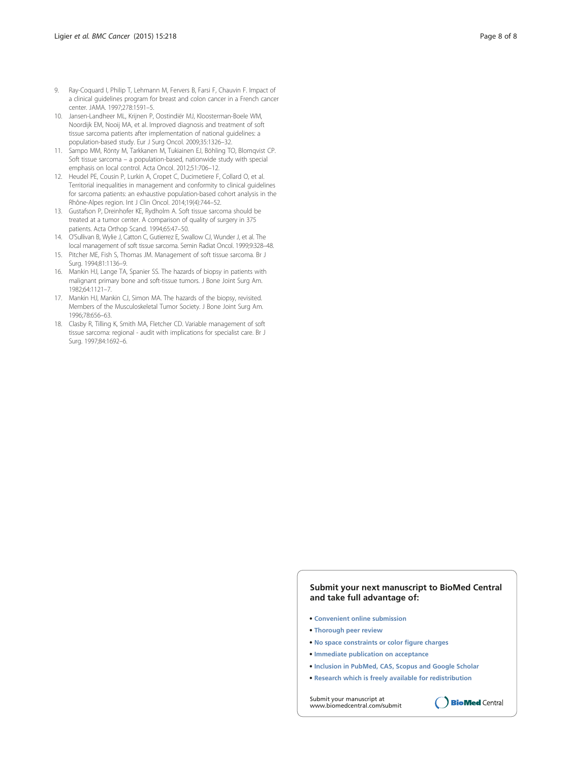9. Ray-Coquard I, Philip T, Lehmann M, Fervers B, Farsi F, Chauvin F. Impact of a clinical guidelines program for breast and colon cancer in a French cancer center. JAMA. 1997;278:1591–5.
10. Jansen-Landheer ML, Krijnen P, Oostindiër MJ, Kloosterman-Boele WM, Noordijk EM, Nooij MA, et al. Improved diagnosis and treatment of soft tissue sarcoma patients after implementation of national guidelines: a population-based study. Eur J Surg Oncol. 2009;35:1326–32.
11. Sampo MM, Rönty M, Tarkkanen M, Tukiainen EJ, Böhling TO, Blomqvist CP. Soft tissue sarcoma – a population-based, nationwide study with special emphasis on local control. Acta Oncol. 2012;51:706–12.
12. Heudel PE, Cousin P, Lurkin A, Cropet C, Ducimetiere F, Collard O, et al. Territorial inequalities in management and conformity to clinical guidelines for sarcoma patients: an exhaustive population-based cohort analysis in the Rhône-Alpes region. Int J Clin Oncol. 2014;19(4):744–52.
13. Gustafson P, Dreinhofer KE, Rydholm A. Soft tissue sarcoma should be treated at a tumor center. A comparison of quality of surgery in 375 patients. Acta Orthop Scand. 1994;65:47–50.
14. O'Sullivan B, Wylie J, Catton C, Gutierrez E, Swallow CJ, Wunder J, et al. The local management of soft tissue sarcoma. Semin Radiat Oncol. 1999;9:328–48.
15. Pitcher ME, Fish S, Thomas JM. Management of soft tissue sarcoma. Br J Surg. 1994;81:1136–9.
16. Mankin HJ, Lange TA, Spanier SS. The hazards of biopsy in patients with malignant primary bone and soft-tissue tumors. J Bone Joint Surg Am. 1982;64:1121–7.
17. Mankin HJ, Mankin CJ, Simon MA. The hazards of the biopsy, revisited. Members of the Musculoskeletal Tumor Society. J Bone Joint Surg Am. 1996;78:656–63.
18. Clasby R, Tilling K, Smith MA, Fletcher CD. Variable management of soft tissue sarcoma: regional - audit with implications for specialist care. Br J Surg. 1997;84:1692–6.

**Submit your next manuscript to BioMed Central and take full advantage of:**

- **Convenient online submission**
- **Thorough peer review**
- **No space constraints or color figure charges**
- **Immediate publication on acceptance**
- **Inclusion in PubMed, CAS, Scopus and Google Scholar**
- **Research which is freely available for redistribution**

Submit your manuscript at
www.biomedcentral.com/submit

BioMed Central